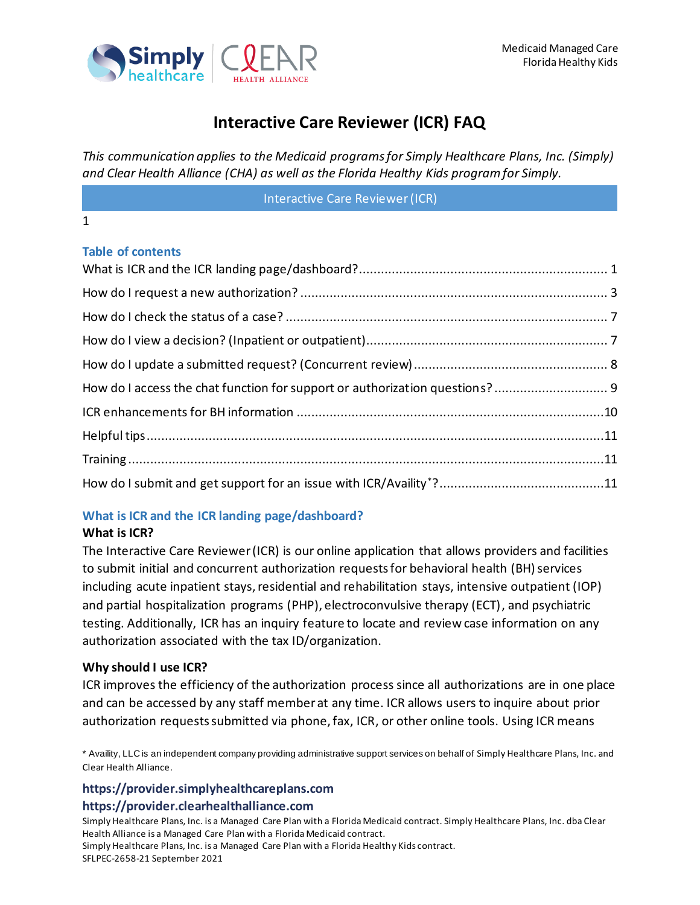Medicaid Managed Care
Florida Healthy Kids

# Interactive Care Reviewer (ICR) FAQ

*This communication applies to the Medicaid programs for Simply Healthcare Plans, Inc. (Simply) and Clear Health Alliance (CHA) as well as the Florida Healthy Kids program for Simply.*

Interactive Care Reviewer (ICR)

1

## Table of contents

What is ICR and the ICR landing page/dashboard? ..... 1
How do I request a new authorization? ..... 3
How do I check the status of a case? ..... 7
How do I view a decision? (Inpatient or outpatient) ..... 7
How do I update a submitted request? (Concurrent review) ..... 8
How do I access the chat function for support or authorization questions? ..... 9
ICR enhancements for BH information ..... 10
Helpful tips ..... 11
Training ..... 11
How do I submit and get support for an issue with ICR/Availity*? ..... 11

## What is ICR and the ICR landing page/dashboard?

### What is ICR?

The Interactive Care Reviewer (ICR) is our online application that allows providers and facilities to submit initial and concurrent authorization requests for behavioral health (BH) services including acute inpatient stays, residential and rehabilitation stays, intensive outpatient (IOP) and partial hospitalization programs (PHP), electroconvulsive therapy (ECT), and psychiatric testing. Additionally, ICR has an inquiry feature to locate and review case information on any authorization associated with the tax ID/organization.

### Why should I use ICR?

ICR improves the efficiency of the authorization process since all authorizations are in one place and can be accessed by any staff member at any time. ICR allows users to inquire about prior authorization requests submitted via phone, fax, ICR, or other online tools. Using ICR means

\* Availity, LLC is an independent company providing administrative support services on behalf of Simply Healthcare Plans, Inc. and Clear Health Alliance.

**https://provider.simplyhealthcareplans.com**
**https://provider.clearhealthalliance.com**

Simply Healthcare Plans, Inc. is a Managed Care Plan with a Florida Medicaid contract. Simply Healthcare Plans, Inc. dba Clear Health Alliance is a Managed Care Plan with a Florida Medicaid contract.
Simply Healthcare Plans, Inc. is a Managed Care Plan with a Florida Healthy Kids contract.
SFLPEC-2658-21 September 2021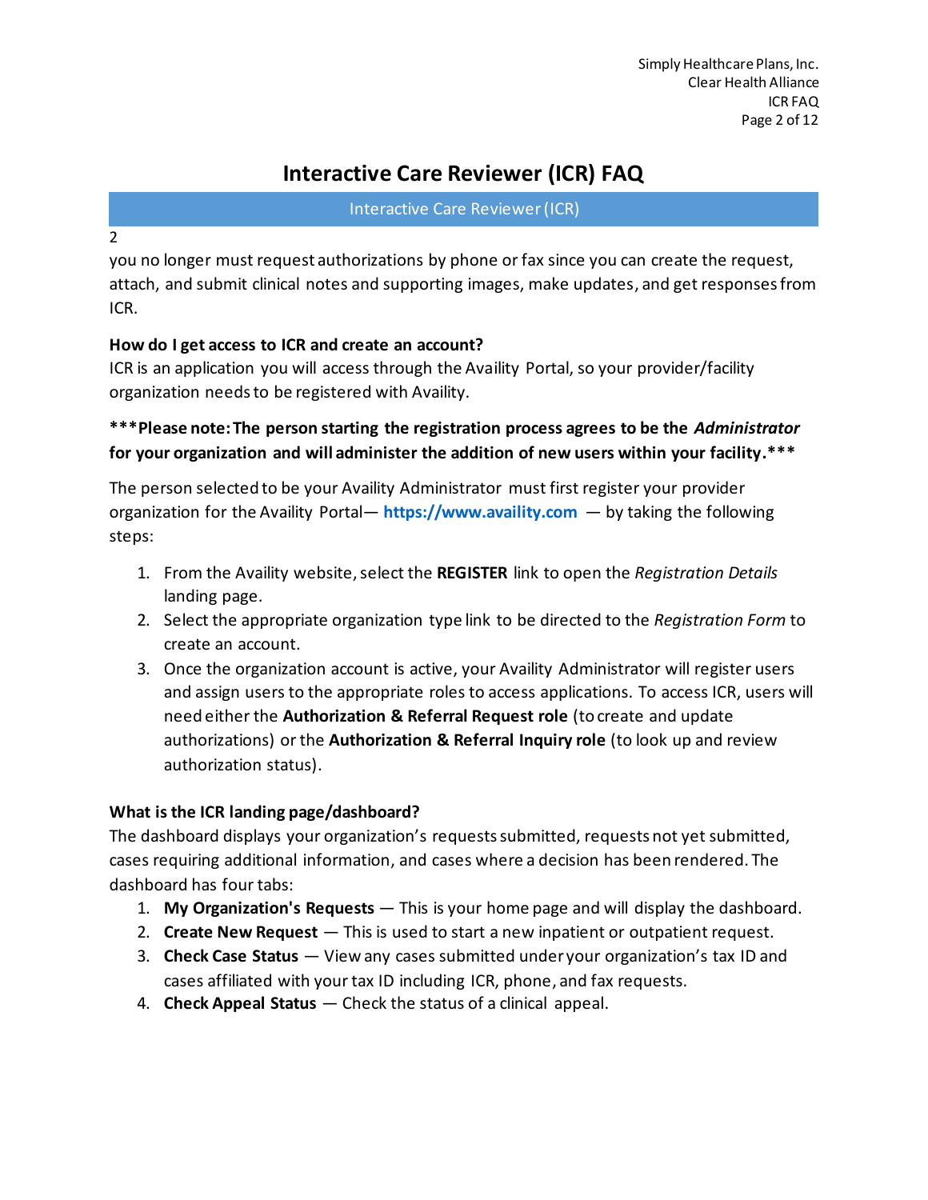# Interactive Care Reviewer (ICR) FAQ

## Interactive Care Reviewer (ICR)

2

you no longer must request authorizations by phone or fax since you can create the request, attach, and submit clinical notes and supporting images, make updates, and get responses from ICR.

**How do I get access to ICR and create an account?**

ICR is an application you will access through the Availity Portal, so your provider/facility organization needs to be registered with Availity.

**\*\*\*Please note: The person starting the registration process agrees to be the *Administrator* for your organization and will administer the addition of new users within your facility.\*\*\***

The person selected to be your Availity Administrator must first register your provider organization for the Availity Portal— **https://www.availity.com** — by taking the following steps:

1. From the Availity website, select the **REGISTER** link to open the *Registration Details* landing page.
2. Select the appropriate organization type link to be directed to the *Registration Form* to create an account.
3. Once the organization account is active, your Availity Administrator will register users and assign users to the appropriate roles to access applications. To access ICR, users will need either the **Authorization & Referral Request role** (to create and update authorizations) or the **Authorization & Referral Inquiry role** (to look up and review authorization status).

**What is the ICR landing page/dashboard?**

The dashboard displays your organization's requests submitted, requests not yet submitted, cases requiring additional information, and cases where a decision has been rendered. The dashboard has four tabs:

1. **My Organization's Requests** — This is your home page and will display the dashboard.
2. **Create New Request** — This is used to start a new inpatient or outpatient request.
3. **Check Case Status** — View any cases submitted under your organization's tax ID and cases affiliated with your tax ID including ICR, phone, and fax requests.
4. **Check Appeal Status** — Check the status of a clinical appeal.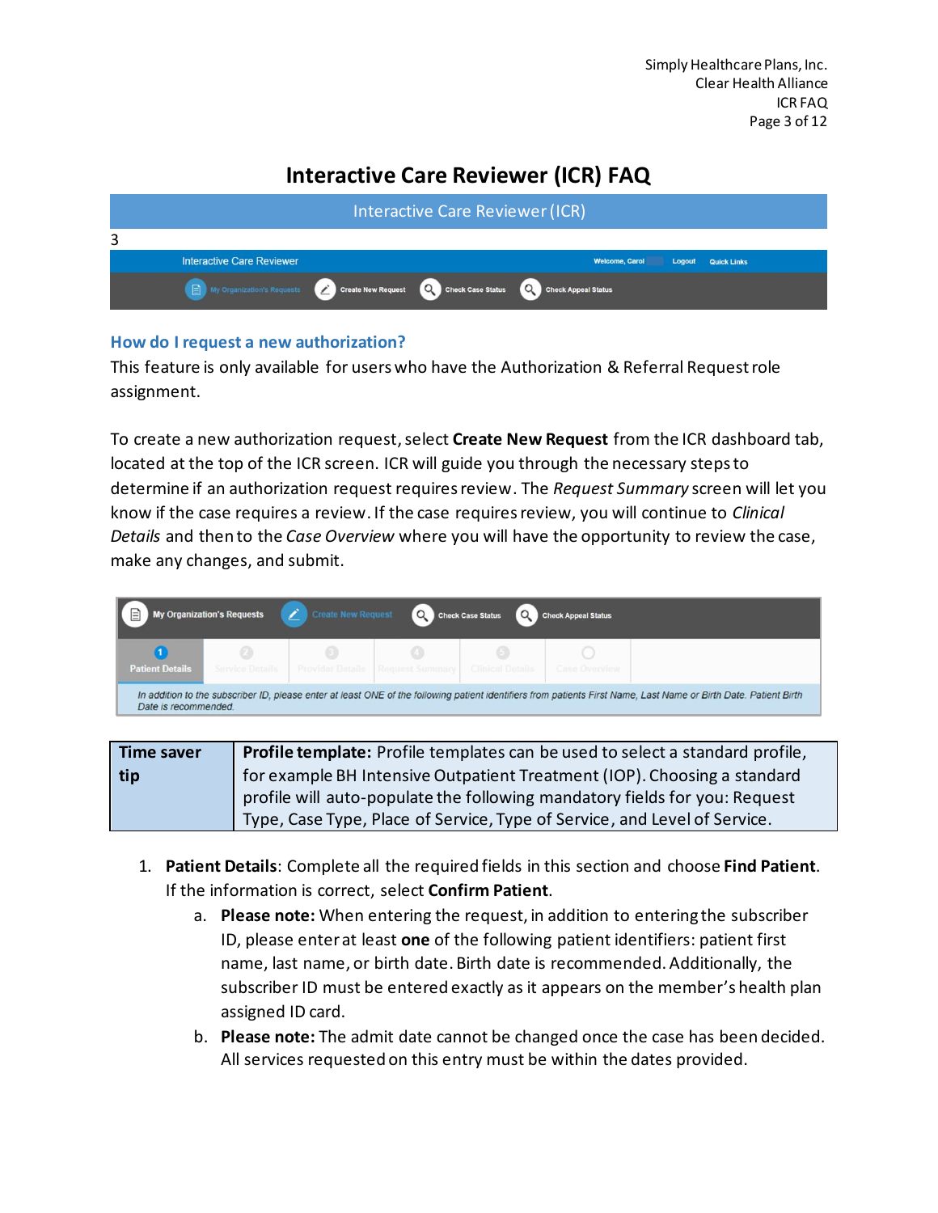# Interactive Care Reviewer (ICR) FAQ

Interactive Care Reviewer (ICR)

3

## How do I request a new authorization?

This feature is only available for users who have the Authorization & Referral Request role assignment.

To create a new authorization request, select **Create New Request** from the ICR dashboard tab, located at the top of the ICR screen. ICR will guide you through the necessary steps to determine if an authorization request requires review. The *Request Summary* screen will let you know if the case requires a review. If the case requires review, you will continue to *Clinical Details* and then to the *Case Overview* where you will have the opportunity to review the case, make any changes, and submit.

| Time saver tip | **Profile template:** Profile templates can be used to select a standard profile, for example BH Intensive Outpatient Treatment (IOP). Choosing a standard profile will auto-populate the following mandatory fields for you: Request Type, Case Type, Place of Service, Type of Service, and Level of Service. |
|---|---|

1. **Patient Details**: Complete all the required fields in this section and choose **Find Patient**. If the information is correct, select **Confirm Patient**.
   a. **Please note:** When entering the request, in addition to entering the subscriber ID, please enter at least **one** of the following patient identifiers: patient first name, last name, or birth date. Birth date is recommended. Additionally, the subscriber ID must be entered exactly as it appears on the member's health plan assigned ID card.
   b. **Please note:** The admit date cannot be changed once the case has been decided. All services requested on this entry must be within the dates provided.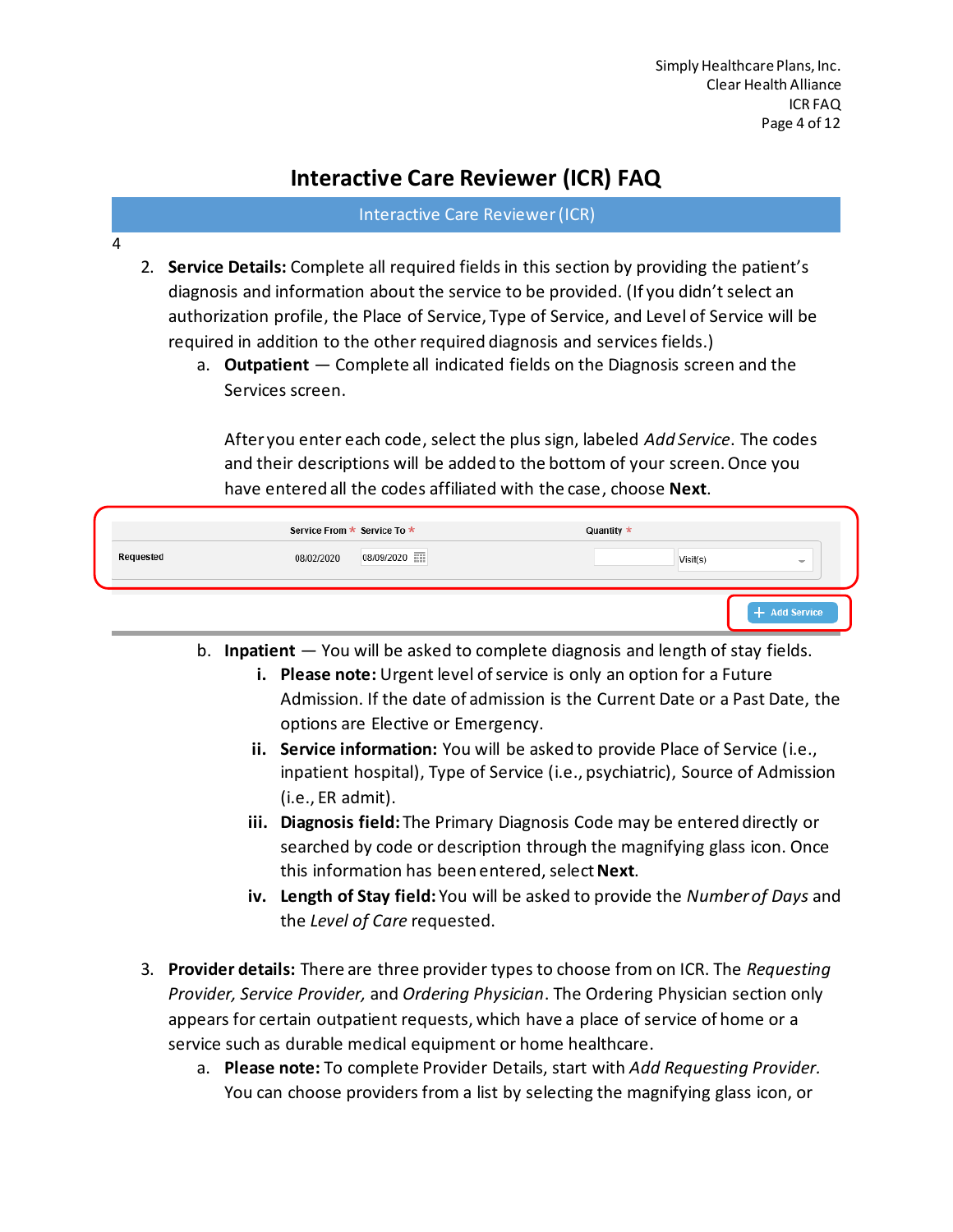## Interactive Care Reviewer (ICR) FAQ

Interactive Care Reviewer (ICR)

4

2. **Service Details:** Complete all required fields in this section by providing the patient's diagnosis and information about the service to be provided. (If you didn't select an authorization profile, the Place of Service, Type of Service, and Level of Service will be required in addition to the other required diagnosis and services fields.)
   a. **Outpatient** — Complete all indicated fields on the Diagnosis screen and the Services screen.

      After you enter each code, select the plus sign, labeled *Add Service*. The codes and their descriptions will be added to the bottom of your screen. Once you have entered all the codes affiliated with the case, choose **Next**.

| | Service From * | Service To * | Quantity * | |
|---|---|---|---|---|
| Requested | 08/02/2020 | 08/09/2020 | | Visit(s) |

+ Add Service

   b. **Inpatient** — You will be asked to complete diagnosis and length of stay fields.
      i. **Please note:** Urgent level of service is only an option for a Future Admission. If the date of admission is the Current Date or a Past Date, the options are Elective or Emergency.
      ii. **Service information:** You will be asked to provide Place of Service (i.e., inpatient hospital), Type of Service (i.e., psychiatric), Source of Admission (i.e., ER admit).
      iii. **Diagnosis field:** The Primary Diagnosis Code may be entered directly or searched by code or description through the magnifying glass icon. Once this information has been entered, select **Next**.
      iv. **Length of Stay field:** You will be asked to provide the *Number of Days* and the *Level of Care* requested.

3. **Provider details:** There are three provider types to choose from on ICR. The *Requesting Provider, Service Provider,* and *Ordering Physician*. The Ordering Physician section only appears for certain outpatient requests, which have a place of service of home or a service such as durable medical equipment or home healthcare.
   a. **Please note:** To complete Provider Details, start with *Add Requesting Provider.* You can choose providers from a list by selecting the magnifying glass icon, or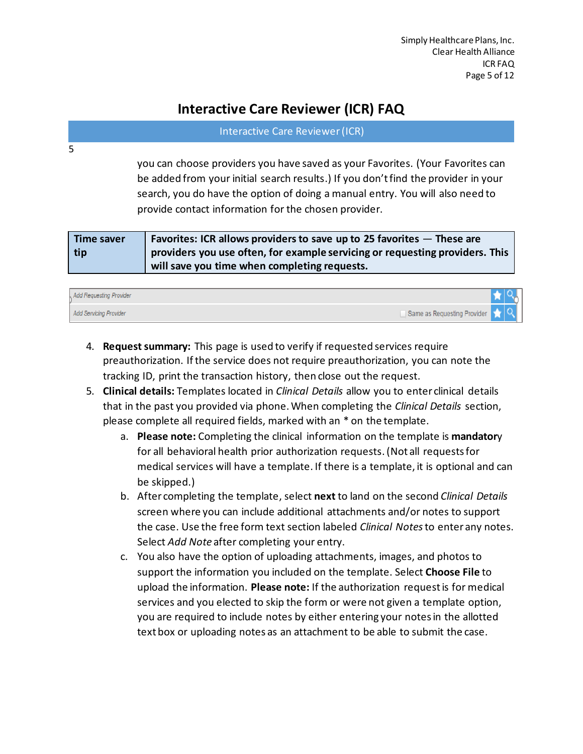# Interactive Care Reviewer (ICR) FAQ

Interactive Care Reviewer (ICR)

5

you can choose providers you have saved as your Favorites. (Your Favorites can be added from your initial search results.) If you don't find the provider in your search, you do have the option of doing a manual entry. You will also need to provide contact information for the chosen provider.

| Time saver tip | Favorites: ICR allows providers to save up to 25 favorites — These are providers you use often, for example servicing or requesting providers. This will save you time when completing requests. |
|---|---|

| Add Requesting Provider | |
|---|---|
| Add Servicing Provider | Same as Requesting Provider |

4. **Request summary:** This page is used to verify if requested services require preauthorization. If the service does not require preauthorization, you can note the tracking ID, print the transaction history, then close out the request.
5. **Clinical details:** Templates located in *Clinical Details* allow you to enter clinical details that in the past you provided via phone. When completing the *Clinical Details* section, please complete all required fields, marked with an * on the template.
   a. **Please note:** Completing the clinical information on the template is **mandator**y for all behavioral health prior authorization requests. (Not all requests for medical services will have a template. If there is a template, it is optional and can be skipped.)
   b. After completing the template, select **next** to land on the second *Clinical Details* screen where you can include additional attachments and/or notes to support the case. Use the free form text section labeled *Clinical Notes* to enter any notes. Select *Add Note* after completing your entry.
   c. You also have the option of uploading attachments, images, and photos to support the information you included on the template. Select **Choose File** to upload the information. **Please note:** If the authorization request is for medical services and you elected to skip the form or were not given a template option, you are required to include notes by either entering your notes in the allotted text box or uploading notes as an attachment to be able to submit the case.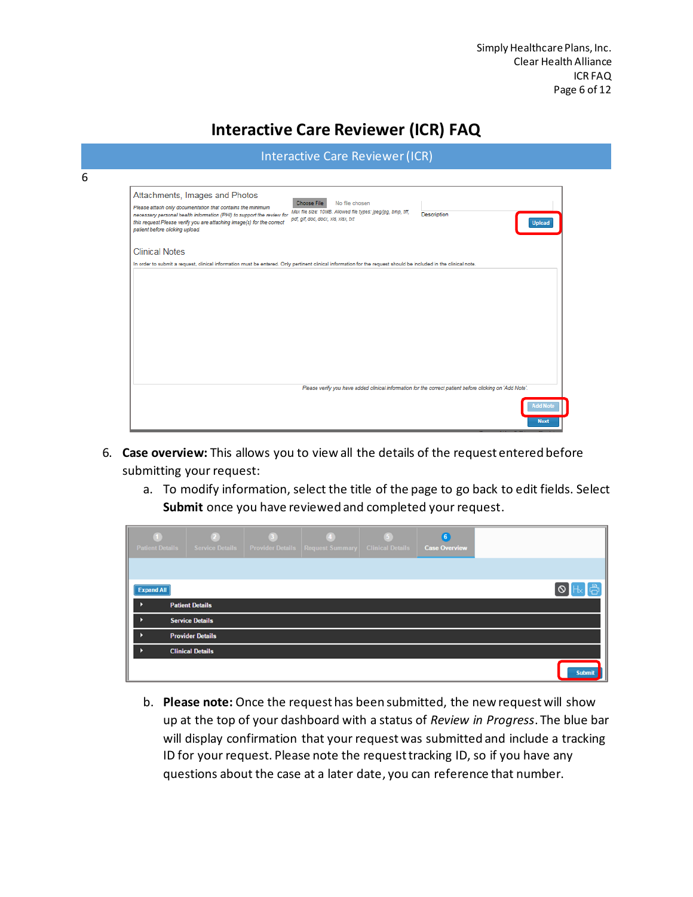# Interactive Care Reviewer (ICR) FAQ

| Interactive Care Reviewer (ICR) |
|---|

6

Attachments, Images and Photos

*Please attach only documentation that contains the minimum necessary personal health information (PHI) to support the review for this request Please verify you are attaching image(s) for the correct patient before clicking upload*

Choose File No file chosen

*Max file size: 10MB. Allowed file types: jpeg/jpg, bmp, tiff, pdf, gif, doc, docx, xls, xlsx, txt*

Description

Upload

Clinical Notes

In order to submit a request, clinical information must be entered. Only pertinent clinical information for the request should be included in the clinical note.

*Please verify you have added clinical information for the correct patient before clicking on 'Add Note'.*

Add Note

Next

6. **Case overview:** This allows you to view all the details of the request entered before submitting your request:
   a. To modify information, select the title of the page to go back to edit fields. Select **Submit** once you have reviewed and completed your request.

1 Patient Details | 2 Service Details | 3 Provider Details | 4 Request Summary | 5 Clinical Details | 6 Case Overview

Expand All

- Patient Details
- Service Details
- Provider Details
- Clinical Details

Submit

   b. **Please note:** Once the request has been submitted, the new request will show up at the top of your dashboard with a status of *Review in Progress*. The blue bar will display confirmation that your request was submitted and include a tracking ID for your request. Please note the request tracking ID, so if you have any questions about the case at a later date, you can reference that number.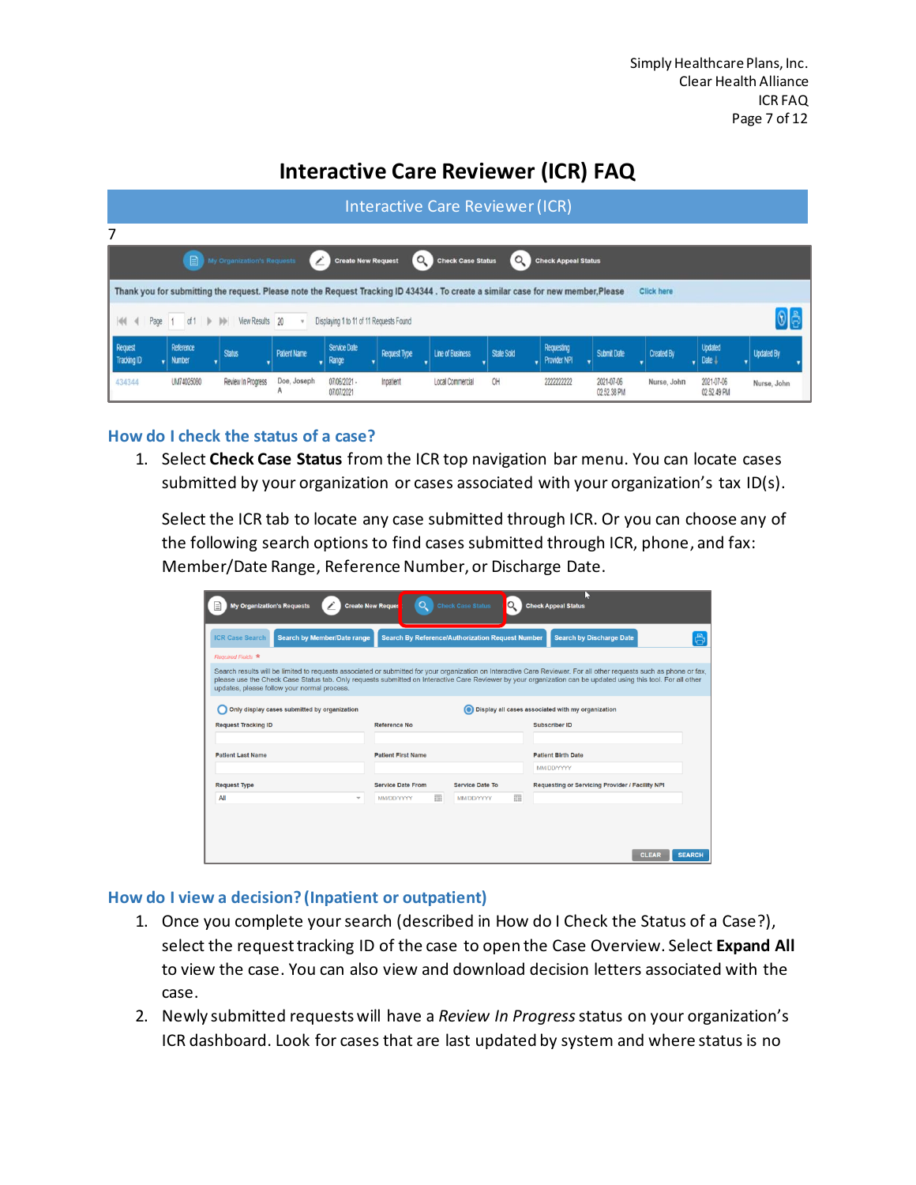# Interactive Care Reviewer (ICR) FAQ

Interactive Care Reviewer (ICR)

7

## How do I check the status of a case?

1. Select **Check Case Status** from the ICR top navigation bar menu. You can locate cases submitted by your organization or cases associated with your organization's tax ID(s).

   Select the ICR tab to locate any case submitted through ICR. Or you can choose any of the following search options to find cases submitted through ICR, phone, and fax: Member/Date Range, Reference Number, or Discharge Date.

## How do I view a decision? (Inpatient or outpatient)

1. Once you complete your search (described in How do I Check the Status of a Case?), select the request tracking ID of the case to open the Case Overview. Select **Expand All** to view the case. You can also view and download decision letters associated with the case.
2. Newly submitted requests will have a *Review In Progress* status on your organization's ICR dashboard. Look for cases that are last updated by system and where status is no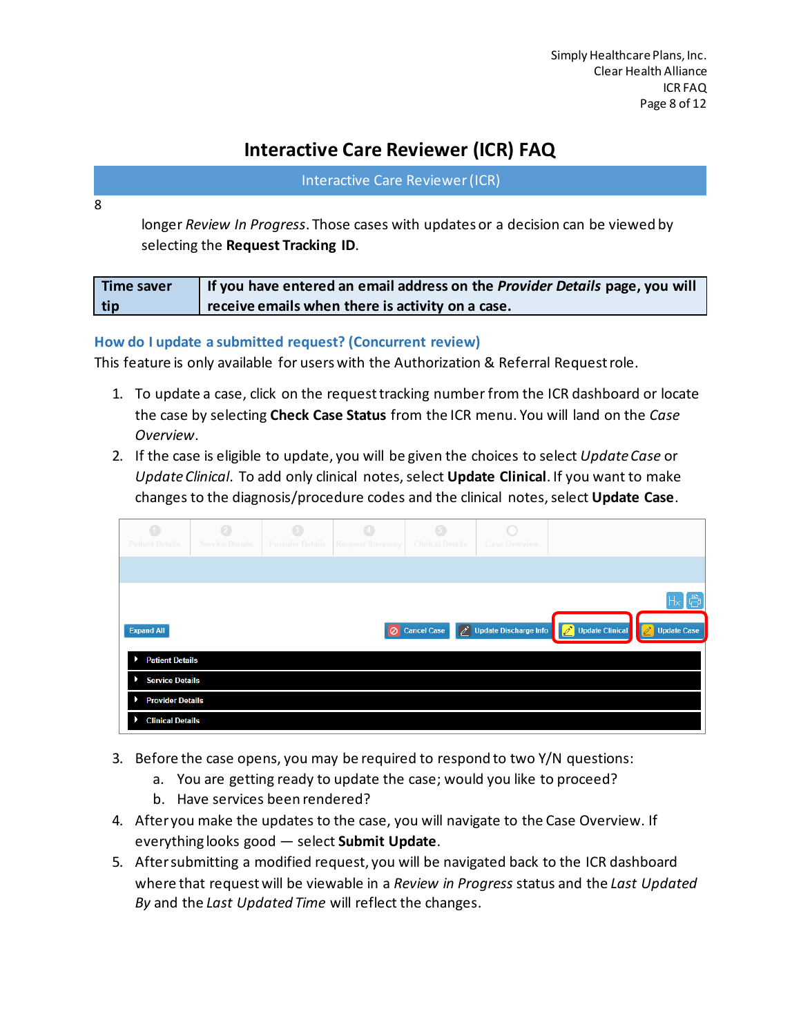8

longer *Review In Progress*. Those cases with updates or a decision can be viewed by selecting the **Request Tracking ID**.

| Time saver tip | If you have entered an email address on the *Provider Details* page, you will receive emails when there is activity on a case. |
|---|---|

## How do I update a submitted request? (Concurrent review)

This feature is only available for users with the Authorization & Referral Request role.

1. To update a case, click on the request tracking number from the ICR dashboard or locate the case by selecting **Check Case Status** from the ICR menu. You will land on the *Case Overview*.
2. If the case is eligible to update, you will be given the choices to select *Update Case* or *Update Clinical*. To add only clinical notes, select **Update Clinical**. If you want to make changes to the diagnosis/procedure codes and the clinical notes, select **Update Case**.
3. Before the case opens, you may be required to respond to two Y/N questions:
   a. You are getting ready to update the case; would you like to proceed?
   b. Have services been rendered?
4. After you make the updates to the case, you will navigate to the Case Overview. If everything looks good — select **Submit Update**.
5. After submitting a modified request, you will be navigated back to the ICR dashboard where that request will be viewable in a *Review in Progress* status and the *Last Updated By* and the *Last Updated Time* will reflect the changes.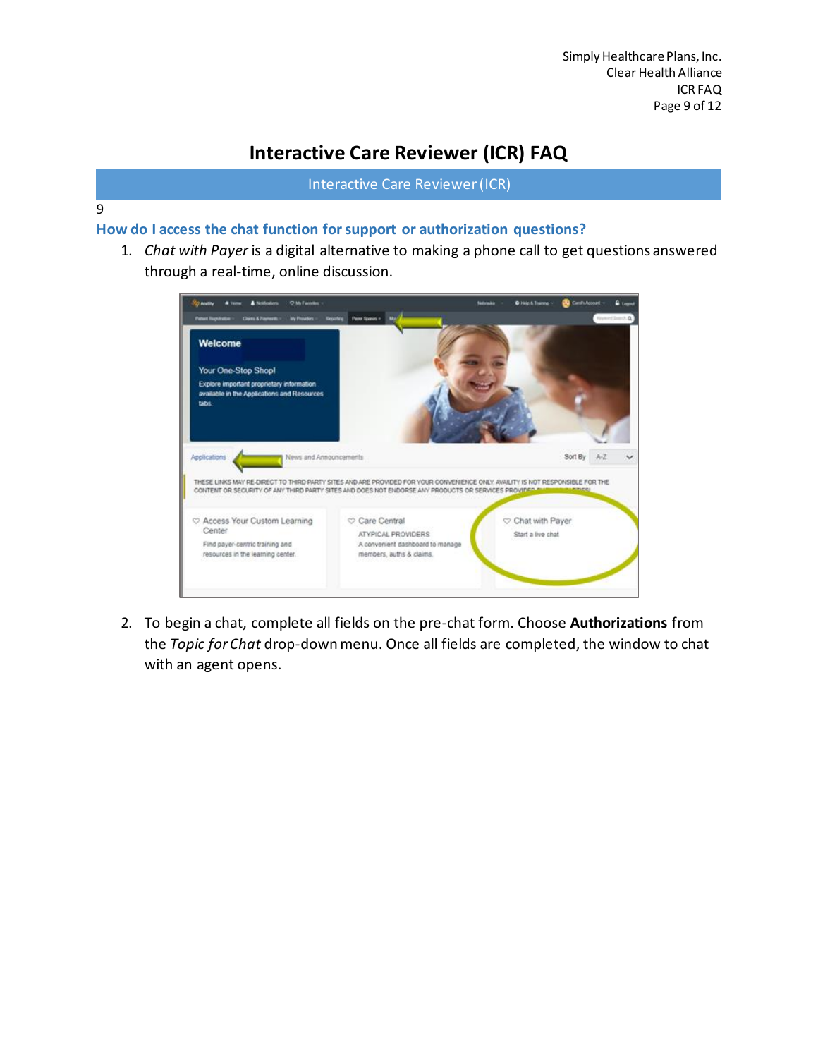# Interactive Care Reviewer (ICR) FAQ

Interactive Care Reviewer (ICR)

9

### How do I access the chat function for support or authorization questions?

1. *Chat with Payer* is a digital alternative to making a phone call to get questions answered through a real-time, online discussion.

2. To begin a chat, complete all fields on the pre-chat form. Choose **Authorizations** from the *Topic for Chat* drop-down menu. Once all fields are completed, the window to chat with an agent opens.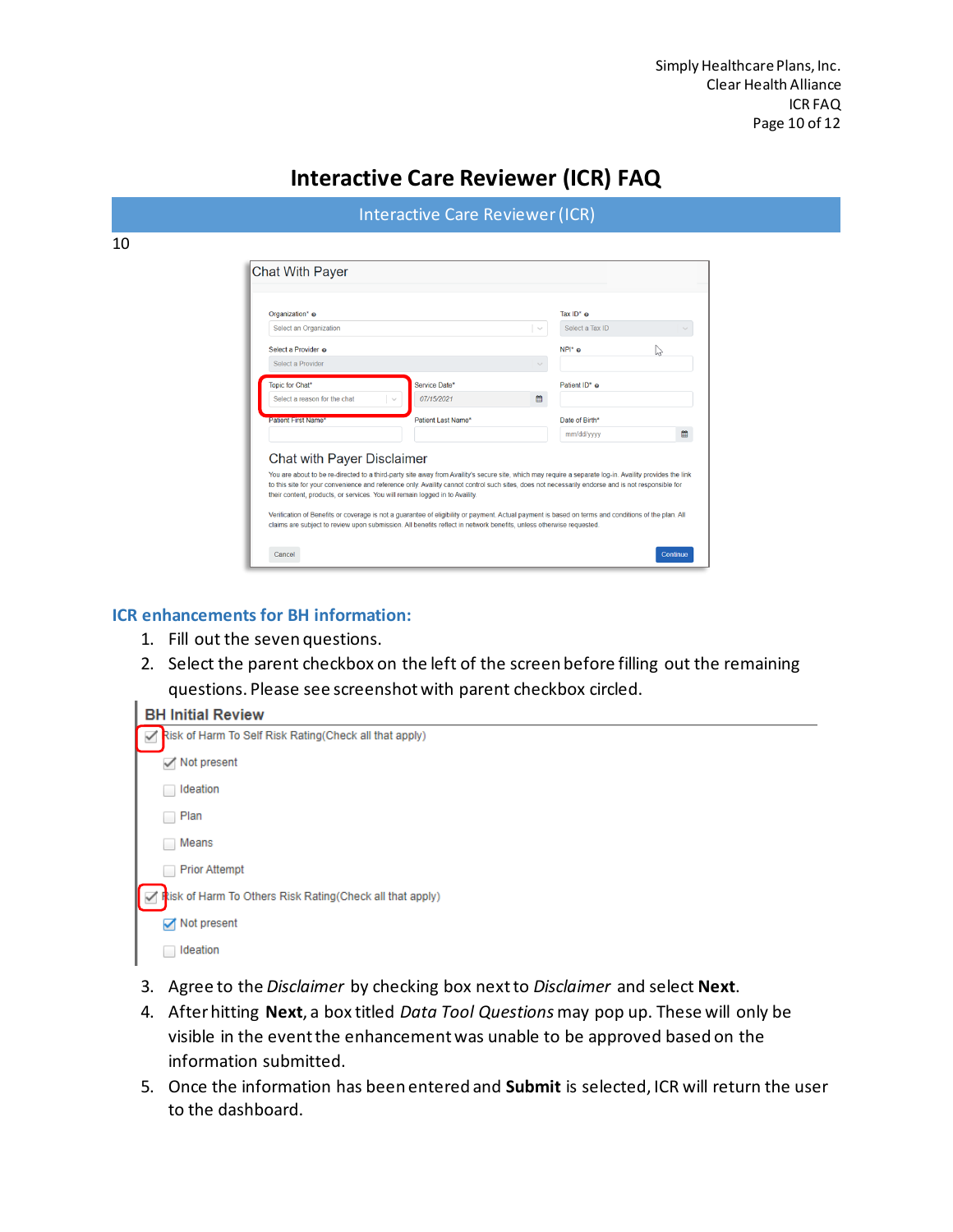# Interactive Care Reviewer (ICR) FAQ

## Interactive Care Reviewer (ICR)

10

### ICR enhancements for BH information:

1. Fill out the seven questions.
2. Select the parent checkbox on the left of the screen before filling out the remaining questions. Please see screenshot with parent checkbox circled.
3. Agree to the *Disclaimer* by checking box next to *Disclaimer* and select **Next**.
4. After hitting **Next**, a box titled *Data Tool Questions* may pop up. These will only be visible in the event the enhancement was unable to be approved based on the information submitted.
5. Once the information has been entered and **Submit** is selected, ICR will return the user to the dashboard.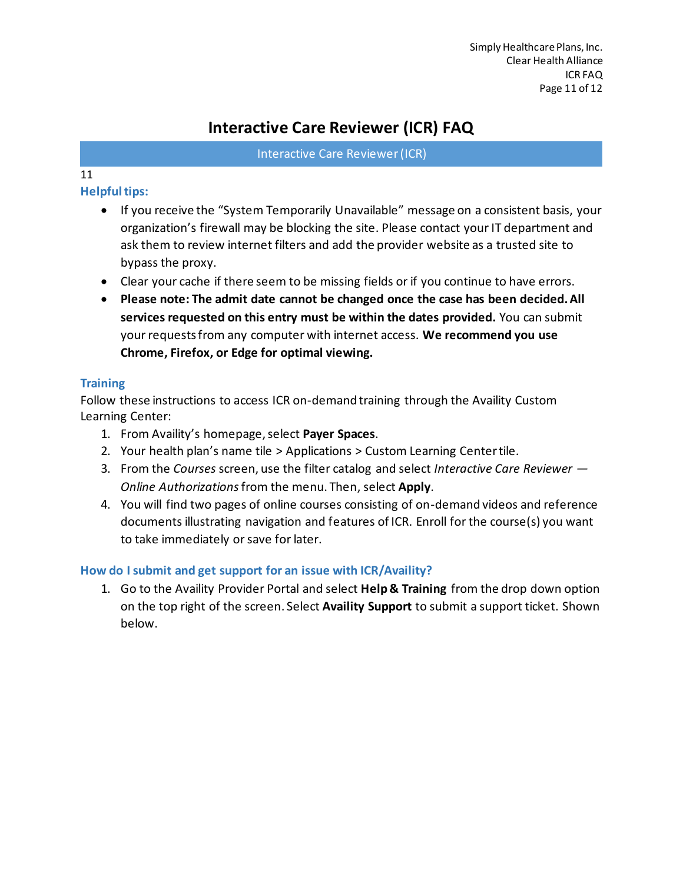# Interactive Care Reviewer (ICR) FAQ

Interactive Care Reviewer (ICR)

11

### Helpful tips:

- If you receive the "System Temporarily Unavailable" message on a consistent basis, your organization's firewall may be blocking the site. Please contact your IT department and ask them to review internet filters and add the provider website as a trusted site to bypass the proxy.
- Clear your cache if there seem to be missing fields or if you continue to have errors.
- **Please note: The admit date cannot be changed once the case has been decided. All services requested on this entry must be within the dates provided.** You can submit your requests from any computer with internet access. **We recommend you use Chrome, Firefox, or Edge for optimal viewing.**

### Training

Follow these instructions to access ICR on-demand training through the Availity Custom Learning Center:

1. From Availity's homepage, select **Payer Spaces**.
2. Your health plan's name tile > Applications > Custom Learning Center tile.
3. From the *Courses* screen, use the filter catalog and select *Interactive Care Reviewer — Online Authorizations* from the menu. Then, select **Apply**.
4. You will find two pages of online courses consisting of on-demand videos and reference documents illustrating navigation and features of ICR. Enroll for the course(s) you want to take immediately or save for later.

### How do I submit and get support for an issue with ICR/Availity?

1. Go to the Availity Provider Portal and select **Help & Training** from the drop down option on the top right of the screen. Select **Availity Support** to submit a support ticket. Shown below.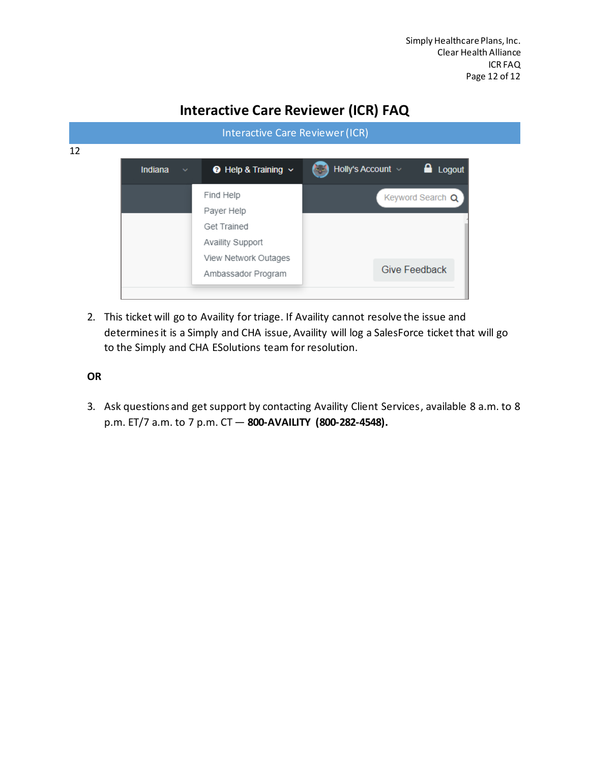# Interactive Care Reviewer (ICR) FAQ

| Interactive Care Reviewer (ICR) |
| --- |

12

2. This ticket will go to Availity for triage. If Availity cannot resolve the issue and determines it is a Simply and CHA issue, Availity will log a SalesForce ticket that will go to the Simply and CHA ESolutions team for resolution.

**OR**

3. Ask questions and get support by contacting Availity Client Services, available 8 a.m. to 8 p.m. ET/7 a.m. to 7 p.m. CT — **800-AVAILITY (800-282-4548).**